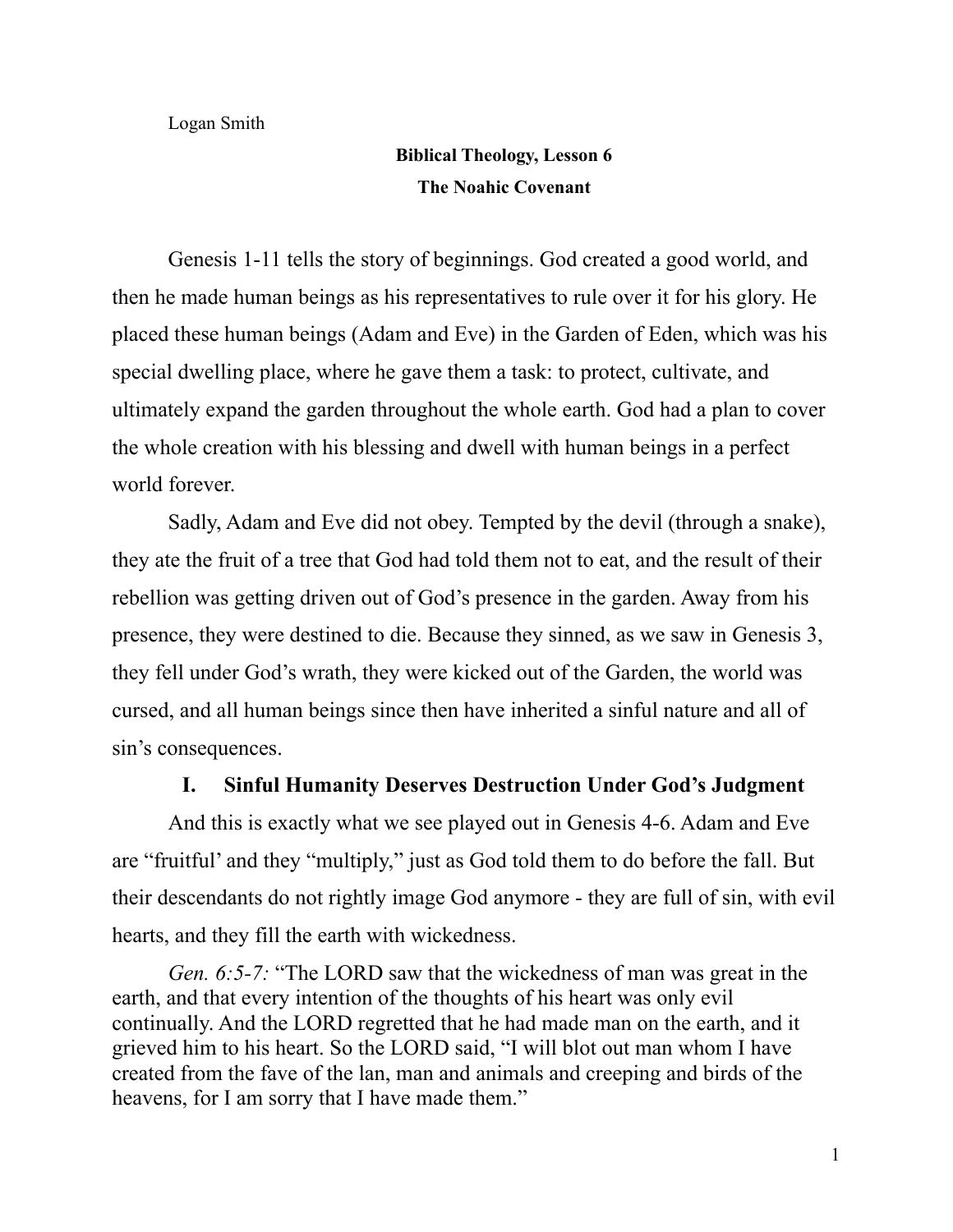Logan Smith

**Biblical Theology, Lesson 6**

**The Noahic Covenant**

Genesis 1-11 tells the story of beginnings. God created a good world, and then he made human beings as his representatives to rule over it for his glory. He placed these human beings (Adam and Eve) in the Garden of Eden, which was his special dwelling place, where he gave them a task: to protect, cultivate, and ultimately expand the garden throughout the whole earth. God had a plan to cover the whole creation with his blessing and dwell with human beings in a perfect world forever.

Sadly, Adam and Eve did not obey. Tempted by the devil (through a snake), they ate the fruit of a tree that God had told them not to eat, and the result of their rebellion was getting driven out of God's presence in the garden. Away from his presence, they were destined to die. Because they sinned, as we saw in Genesis 3, they fell under God's wrath, they were kicked out of the Garden, the world was cursed, and all human beings since then have inherited a sinful nature and all of sin's consequences.

## I. Sinful Humanity Deserves Destruction Under God's Judgment

And this is exactly what we see played out in Genesis 4-6. Adam and Eve are "fruitful' and they "multiply," just as God told them to do before the fall. But their descendants do not rightly image God anymore - they are full of sin, with evil hearts, and they fill the earth with wickedness.

*Gen. 6:5-7:* "The LORD saw that the wickedness of man was great in the earth, and that every intention of the thoughts of his heart was only evil continually. And the LORD regretted that he had made man on the earth, and it grieved him to his heart. So the LORD said, "I will blot out man whom I have created from the fave of the lan, man and animals and creeping and birds of the heavens, for I am sorry that I have made them."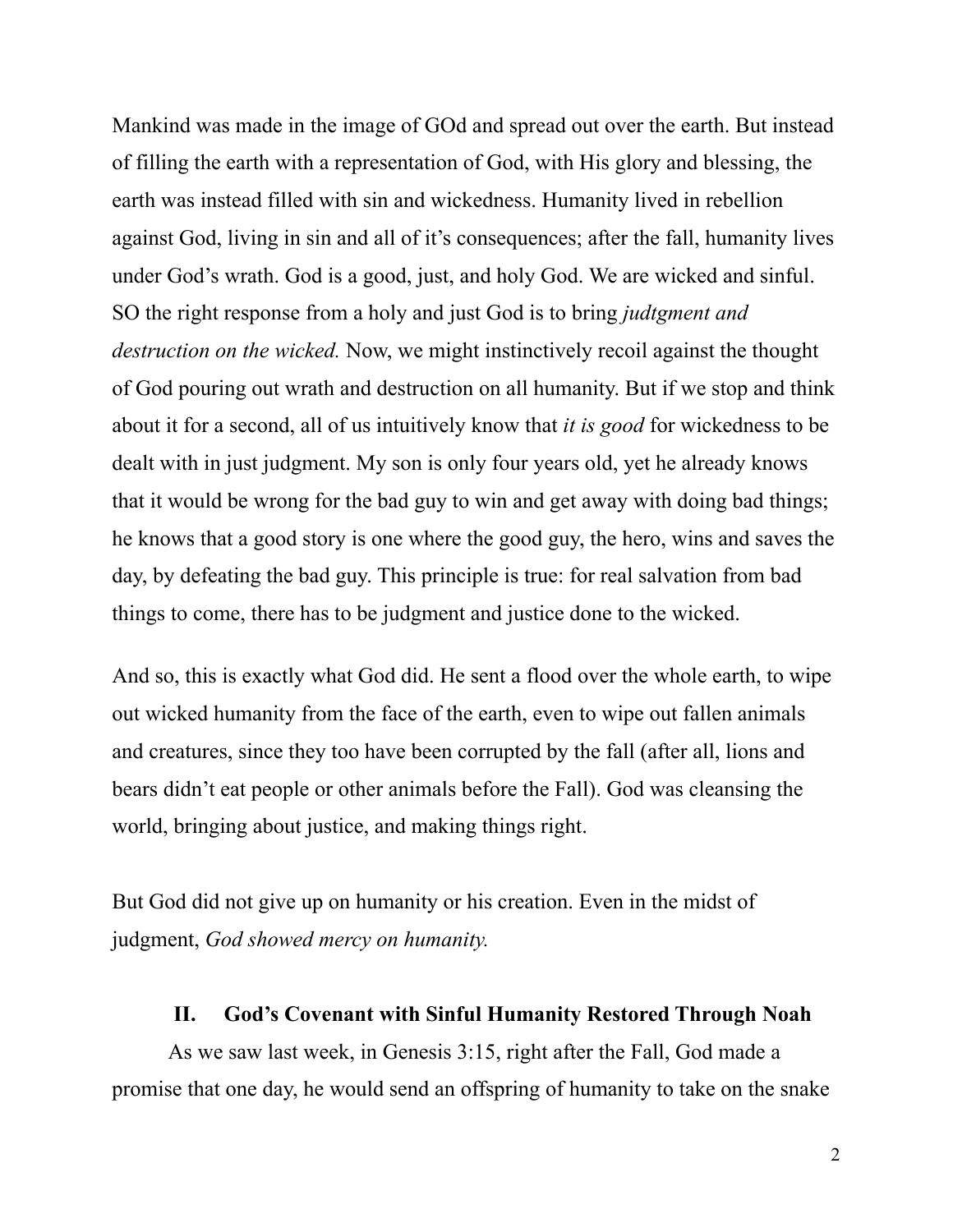Mankind was made in the image of GOd and spread out over the earth. But instead of filling the earth with a representation of God, with His glory and blessing, the earth was instead filled with sin and wickedness. Humanity lived in rebellion against God, living in sin and all of it's consequences; after the fall, humanity lives under God's wrath. God is a good, just, and holy God. We are wicked and sinful. SO the right response from a holy and just God is to bring *judtgment and destruction on the wicked.* Now, we might instinctively recoil against the thought of God pouring out wrath and destruction on all humanity. But if we stop and think about it for a second, all of us intuitively know that *it is good* for wickedness to be dealt with in just judgment. My son is only four years old, yet he already knows that it would be wrong for the bad guy to win and get away with doing bad things; he knows that a good story is one where the good guy, the hero, wins and saves the day, by defeating the bad guy. This principle is true: for real salvation from bad things to come, there has to be judgment and justice done to the wicked.

And so, this is exactly what God did. He sent a flood over the whole earth, to wipe out wicked humanity from the face of the earth, even to wipe out fallen animals and creatures, since they too have been corrupted by the fall (after all, lions and bears didn't eat people or other animals before the Fall). God was cleansing the world, bringing about justice, and making things right.

But God did not give up on humanity or his creation. Even in the midst of judgment, *God showed mercy on humanity.*

## II. God's Covenant with Sinful Humanity Restored Through Noah

As we saw last week, in Genesis 3:15, right after the Fall, God made a promise that one day, he would send an offspring of humanity to take on the snake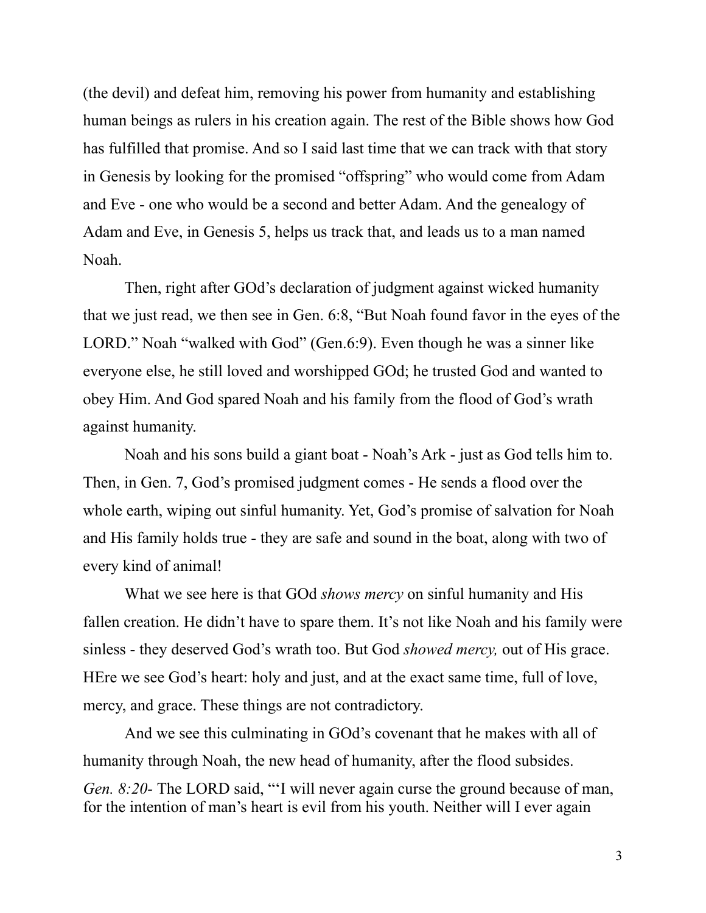(the devil) and defeat him, removing his power from humanity and establishing human beings as rulers in his creation again. The rest of the Bible shows how God has fulfilled that promise. And so I said last time that we can track with that story in Genesis by looking for the promised "offspring" who would come from Adam and Eve - one who would be a second and better Adam. And the genealogy of Adam and Eve, in Genesis 5, helps us track that, and leads us to a man named Noah.

Then, right after GOd's declaration of judgment against wicked humanity that we just read, we then see in Gen. 6:8, "But Noah found favor in the eyes of the LORD." Noah "walked with God" (Gen.6:9). Even though he was a sinner like everyone else, he still loved and worshipped GOd; he trusted God and wanted to obey Him. And God spared Noah and his family from the flood of God's wrath against humanity.

Noah and his sons build a giant boat - Noah's Ark - just as God tells him to. Then, in Gen. 7, God's promised judgment comes - He sends a flood over the whole earth, wiping out sinful humanity. Yet, God's promise of salvation for Noah and His family holds true - they are safe and sound in the boat, along with two of every kind of animal!

What we see here is that GOd *shows mercy* on sinful humanity and His fallen creation. He didn't have to spare them. It's not like Noah and his family were sinless - they deserved God's wrath too. But God *showed mercy,* out of His grace. HEre we see God's heart: holy and just, and at the exact same time, full of love, mercy, and grace. These things are not contradictory.

And we see this culminating in GOd's covenant that he makes with all of humanity through Noah, the new head of humanity, after the flood subsides.

*Gen. 8:20-* The LORD said, "'I will never again curse the ground because of man, for the intention of man's heart is evil from his youth. Neither will I ever again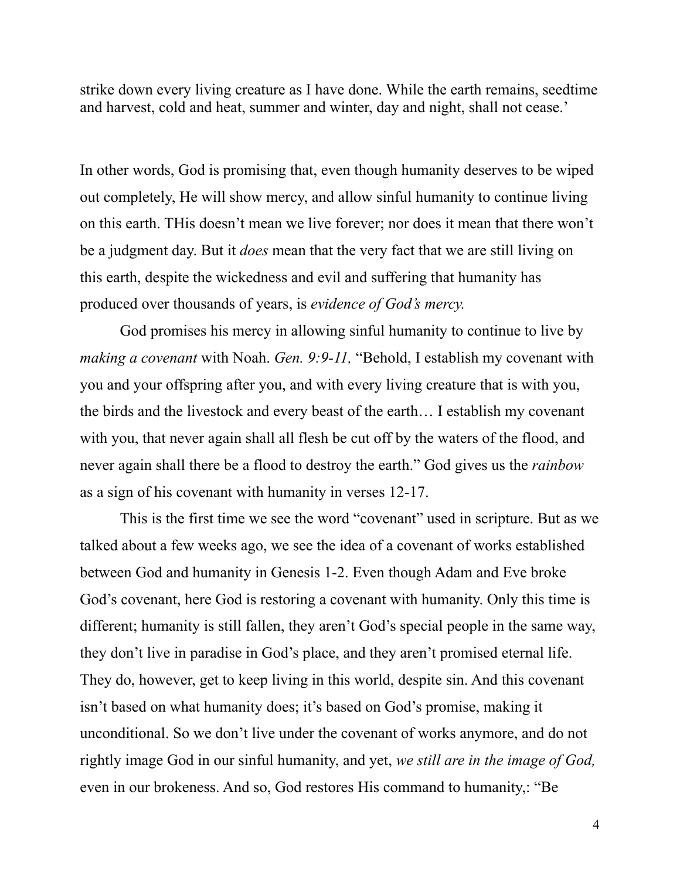strike down every living creature as I have done. While the earth remains, seedtime and harvest, cold and heat, summer and winter, day and night, shall not cease.'

In other words, God is promising that, even though humanity deserves to be wiped out completely, He will show mercy, and allow sinful humanity to continue living on this earth. THis doesn't mean we live forever; nor does it mean that there won't be a judgment day. But it *does* mean that the very fact that we are still living on this earth, despite the wickedness and evil and suffering that humanity has produced over thousands of years, is *evidence of God's mercy.*

God promises his mercy in allowing sinful humanity to continue to live by *making a covenant* with Noah. *Gen. 9:9-11,* "Behold, I establish my covenant with you and your offspring after you, and with every living creature that is with you, the birds and the livestock and every beast of the earth… I establish my covenant with you, that never again shall all flesh be cut off by the waters of the flood, and never again shall there be a flood to destroy the earth." God gives us the *rainbow* as a sign of his covenant with humanity in verses 12-17.

This is the first time we see the word "covenant" used in scripture. But as we talked about a few weeks ago, we see the idea of a covenant of works established between God and humanity in Genesis 1-2. Even though Adam and Eve broke God's covenant, here God is restoring a covenant with humanity. Only this time is different; humanity is still fallen, they aren't God's special people in the same way, they don't live in paradise in God's place, and they aren't promised eternal life. They do, however, get to keep living in this world, despite sin. And this covenant isn't based on what humanity does; it's based on God's promise, making it unconditional. So we don't live under the covenant of works anymore, and do not rightly image God in our sinful humanity, and yet, *we still are in the image of God,* even in our brokeness. And so, God restores His command to humanity,: "Be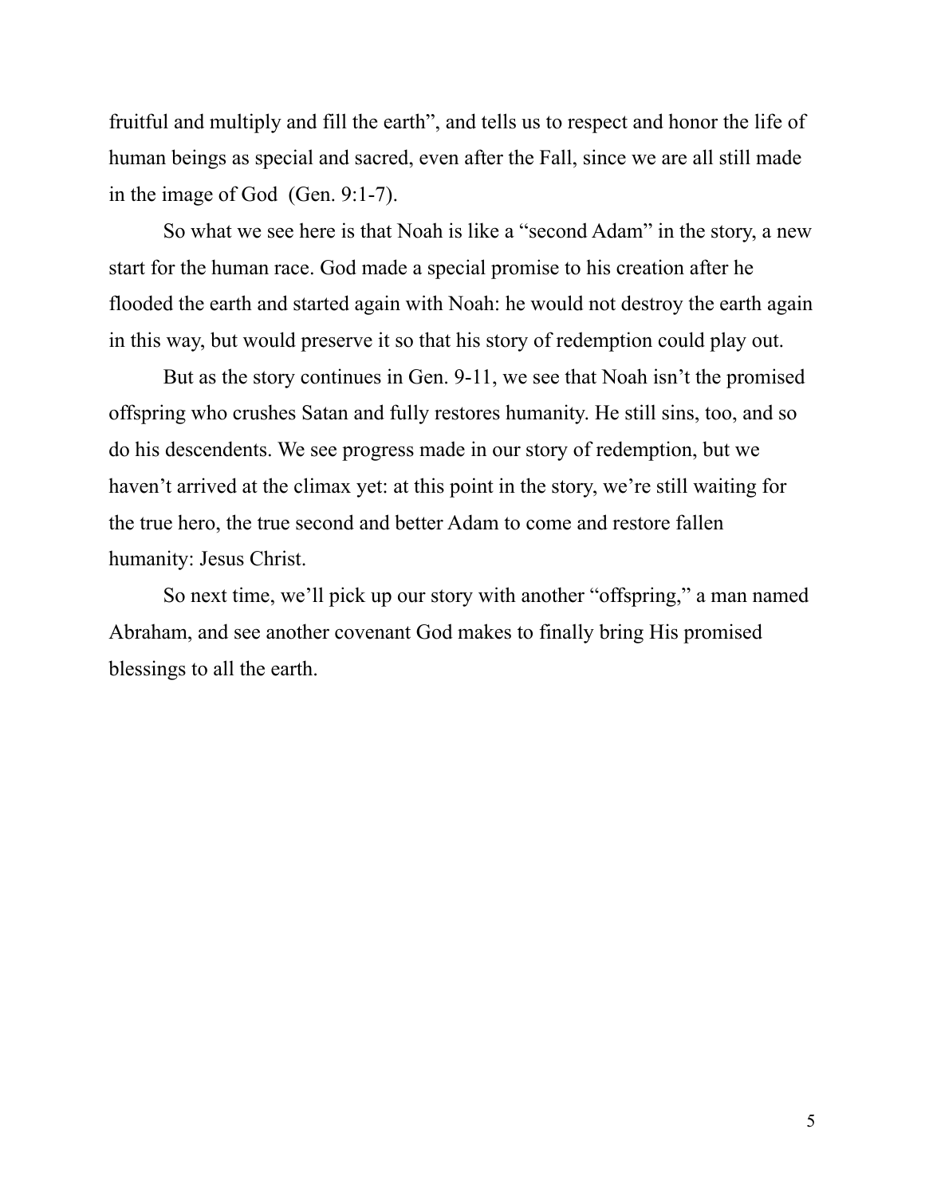fruitful and multiply and fill the earth", and tells us to respect and honor the life of human beings as special and sacred, even after the Fall, since we are all still made in the image of God (Gen. 9:1-7).

So what we see here is that Noah is like a "second Adam" in the story, a new start for the human race. God made a special promise to his creation after he flooded the earth and started again with Noah: he would not destroy the earth again in this way, but would preserve it so that his story of redemption could play out.

But as the story continues in Gen. 9-11, we see that Noah isn't the promised offspring who crushes Satan and fully restores humanity. He still sins, too, and so do his descendents. We see progress made in our story of redemption, but we haven't arrived at the climax yet: at this point in the story, we're still waiting for the true hero, the true second and better Adam to come and restore fallen humanity: Jesus Christ.

So next time, we'll pick up our story with another "offspring," a man named Abraham, and see another covenant God makes to finally bring His promised blessings to all the earth.